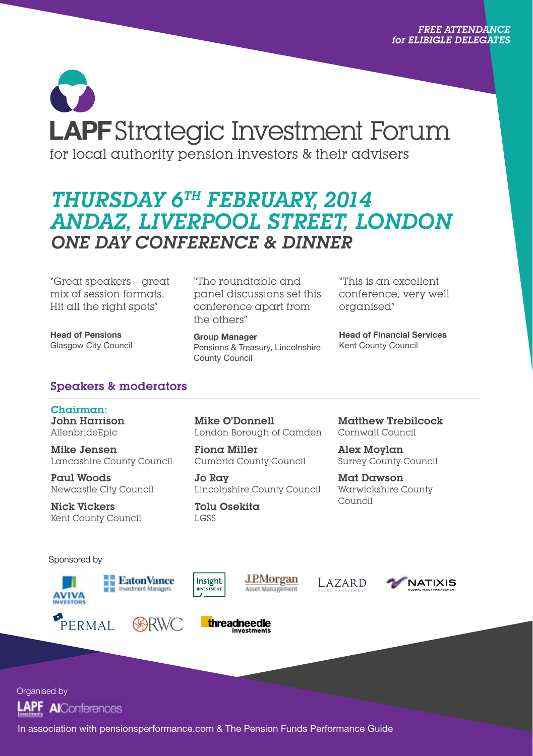*FREE ATTENDANCE*
*for ELIBIGLE DELEGATES*

# LAPF Strategic Investment Forum

for local authority pension investors & their advisers

## *THURSDAY 6TH FEBRUARY, 2014*
## *ANDAZ, LIVERPOOL STREET, LONDON*
## *ONE DAY CONFERENCE & DINNER*

"Great speakers – great mix of session formats. Hit all the right spots"

**Head of Pensions**
Glasgow City Council

"The roundtable and panel discussions set this conference apart from the others"

**Group Manager**
Pensions & Treasury, Lincolnshire County Council

"This is an excellent conference, very well organised"

**Head of Financial Services**
Kent County Council

### Speakers & moderators

**Chairman:**
**John Harrison**
AllenbrideEpic

**Mike Jensen**
Lancashire County Council

**Paul Woods**
Newcastle City Council

**Nick Vickers**
Kent County Council

**Mike O'Donnell**
London Borough of Camden

**Fiona Miller**
Cumbria County Council

**Jo Ray**
Lincolnshire County Council

**Tolu Osekita**
LGSS

**Matthew Trebilcock**
Cornwall Council

**Alex Moylan**
Surrey County Council

**Mat Dawson**
Warwickshire County Council

Sponsored by

Aviva Investors, Eaton Vance Investment Managers, Insight Investment, J.P.Morgan Asset Management, Lazard Asset Management, Natixis Global Asset Management, Permal, RWC, Threadneedle Investments

Organised by

LAPF Investments, AIConferences

In association with pensionsperformance.com & The Pension Funds Performance Guide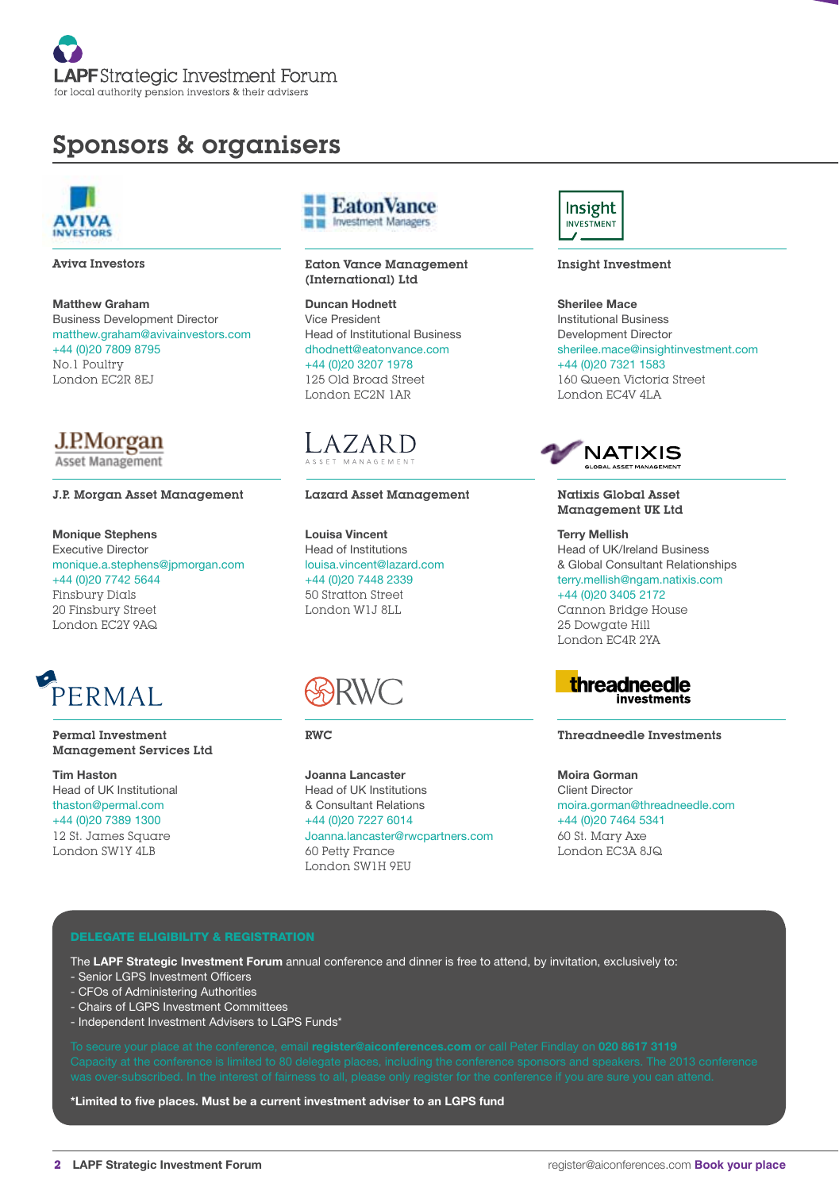# Sponsors & organisers

**Aviva Investors**

**Matthew Graham**
Business Development Director
matthew.graham@avivainvestors.com
+44 (0)20 7809 8795
No.1 Poultry
London EC2R 8EJ

**Eaton Vance Management (International) Ltd**

**Duncan Hodnett**
Vice President
Head of Institutional Business
dhodnett@eatonvance.com
+44 (0)20 3207 1978
125 Old Broad Street
London EC2N 1AR

**Insight Investment**

**Sherilee Mace**
Institutional Business
Development Director
sherilee.mace@insightinvestment.com
+44 (0)20 7321 1583
160 Queen Victoria Street
London EC4V 4LA

**J.P. Morgan Asset Management**

**Monique Stephens**
Executive Director
monique.a.stephens@jpmorgan.com
+44 (0)20 7742 5644
Finsbury Dials
20 Finsbury Street
London EC2Y 9AQ

**Lazard Asset Management**

**Louisa Vincent**
Head of Institutions
louisa.vincent@lazard.com
+44 (0)20 7448 2339
50 Stratton Street
London W1J 8LL

**Natixis Global Asset Management UK Ltd**

**Terry Mellish**
Head of UK/Ireland Business
& Global Consultant Relationships
terry.mellish@ngam.natixis.com
+44 (0)20 3405 2172
Cannon Bridge House
25 Dowgate Hill
London EC4R 2YA

**Permal Investment Management Services Ltd**

**Tim Haston**
Head of UK Institutional
thaston@permal.com
+44 (0)20 7389 1300
12 St. James Square
London SW1Y 4LB

**RWC**

**Joanna Lancaster**
Head of UK Institutions
& Consultant Relations
+44 (0)20 7227 6014
Joanna.lancaster@rwcpartners.com
60 Petty France
London SW1H 9EU

**Threadneedle Investments**

**Moira Gorman**
Client Director
moira.gorman@threadneedle.com
+44 (0)20 7464 5341
60 St. Mary Axe
London EC3A 8JQ

## DELEGATE ELIGIBILITY & REGISTRATION

The **LAPF Strategic Investment Forum** annual conference and dinner is free to attend, by invitation, exclusively to:

- Senior LGPS Investment Officers
- CFOs of Administering Authorities
- Chairs of LGPS Investment Committees
- Independent Investment Advisers to LGPS Funds*

To secure your place at the conference, email **register@aiconferences.com** or call Peter Findlay on **020 8617 3119**
Capacity at the conference is limited to 80 delegate places, including the conference sponsors and speakers. The 2013 conference was over-subscribed. In the interest of fairness to all, please only register for the conference if you are sure you can attend.

**\*Limited to five places. Must be a current investment adviser to an LGPS fund**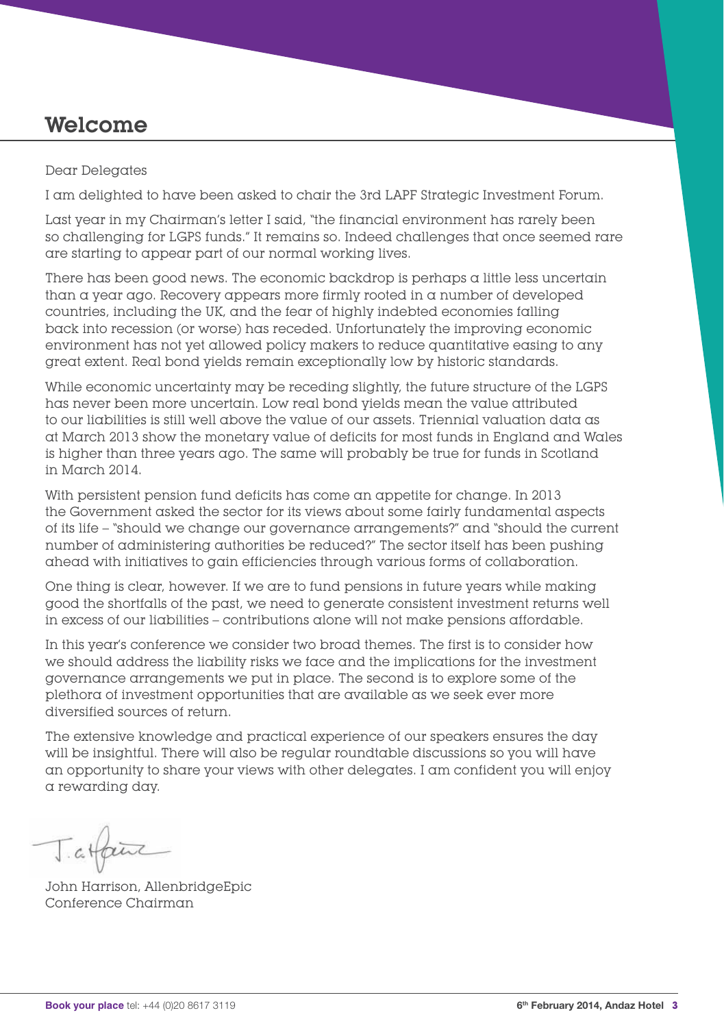# Welcome

Dear Delegates

I am delighted to have been asked to chair the 3rd LAPF Strategic Investment Forum.

Last year in my Chairman's letter I said, "the financial environment has rarely been so challenging for LGPS funds." It remains so. Indeed challenges that once seemed rare are starting to appear part of our normal working lives.

There has been good news. The economic backdrop is perhaps a little less uncertain than a year ago. Recovery appears more firmly rooted in a number of developed countries, including the UK, and the fear of highly indebted economies falling back into recession (or worse) has receded. Unfortunately the improving economic environment has not yet allowed policy makers to reduce quantitative easing to any great extent. Real bond yields remain exceptionally low by historic standards.

While economic uncertainty may be receding slightly, the future structure of the LGPS has never been more uncertain. Low real bond yields mean the value attributed to our liabilities is still well above the value of our assets. Triennial valuation data as at March 2013 show the monetary value of deficits for most funds in England and Wales is higher than three years ago. The same will probably be true for funds in Scotland in March 2014.

With persistent pension fund deficits has come an appetite for change. In 2013 the Government asked the sector for its views about some fairly fundamental aspects of its life – "should we change our governance arrangements?" and "should the current number of administering authorities be reduced?" The sector itself has been pushing ahead with initiatives to gain efficiencies through various forms of collaboration.

One thing is clear, however. If we are to fund pensions in future years while making good the shortfalls of the past, we need to generate consistent investment returns well in excess of our liabilities – contributions alone will not make pensions affordable.

In this year's conference we consider two broad themes. The first is to consider how we should address the liability risks we face and the implications for the investment governance arrangements we put in place. The second is to explore some of the plethora of investment opportunities that are available as we seek ever more diversified sources of return.

The extensive knowledge and practical experience of our speakers ensures the day will be insightful. There will also be regular roundtable discussions so you will have an opportunity to share your views with other delegates. I am confident you will enjoy a rewarding day.

John Harrison, AllenbridgeEpic
Conference Chairman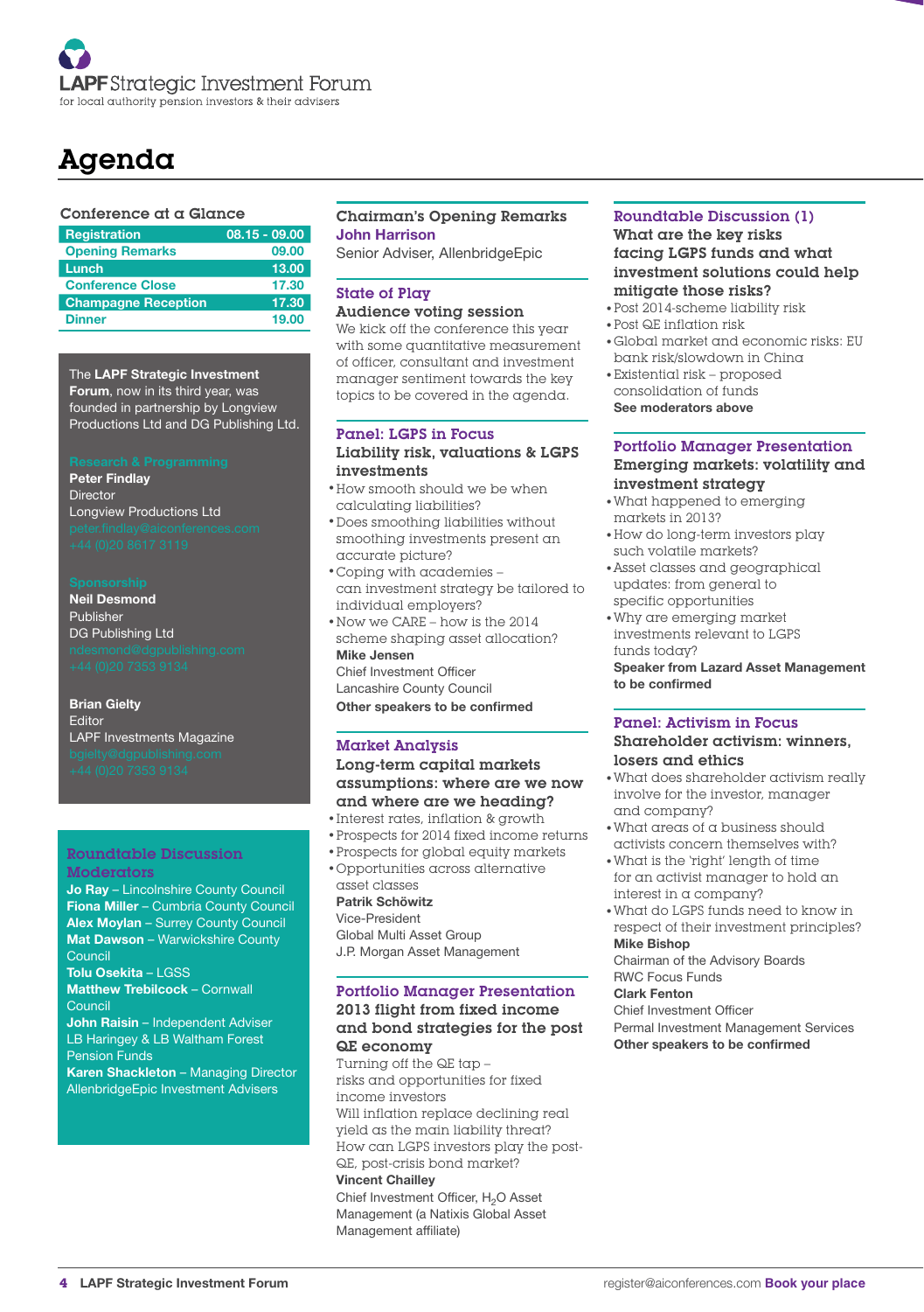LAPF Strategic Investment Forum
for local authority pension investors & their advisers

# Agenda

## Conference at a Glance

| Registration | 08.15 - 09.00 |
| --- | --- |
| Opening Remarks | 09.00 |
| Lunch | 13.00 |
| Conference Close | 17.30 |
| Champagne Reception | 17.30 |
| Dinner | 19.00 |

The **LAPF Strategic Investment Forum**, now in its third year, was founded in partnership by Longview Productions Ltd and DG Publishing Ltd.

**Research & Programming**

**Peter Findlay**
Director
Longview Productions Ltd
peter.findlay@aiconferences.com
+44 (0)20 8617 3119

**Sponsorship**

**Neil Desmond**
Publisher
DG Publishing Ltd
ndesmond@dgpublishing.com
+44 (0)20 7353 9134

**Brian Gielty**
Editor
LAPF Investments Magazine
bgielty@dgpublishing.com
+44 (0)20 7353 9134

### Roundtable Discussion Moderators

**Jo Ray** – Lincolnshire County Council
**Fiona Miller** – Cumbria County Council
**Alex Moylan** – Surrey County Council
**Mat Dawson** – Warwickshire County Council
**Tolu Osekita** – LGSS
**Matthew Trebilcock** – Cornwall Council
**John Raisin** – Independent Adviser LB Haringey & LB Waltham Forest Pension Funds
**Karen Shackleton** – Managing Director AllenbridgeEpic Investment Advisers

### Chairman's Opening Remarks

**John Harrison**
Senior Adviser, AllenbridgeEpic

### State of Play

**Audience voting session**

We kick off the conference this year with some quantitative measurement of officer, consultant and investment manager sentiment towards the key topics to be covered in the agenda.

### Panel: LGPS in Focus

**Liability risk, valuations & LGPS investments**

- How smooth should we be when calculating liabilities?
- Does smoothing liabilities without smoothing investments present an accurate picture?
- Coping with academies – can investment strategy be tailored to individual employers?
- Now we CARE – how is the 2014 scheme shaping asset allocation?

**Mike Jensen**
Chief Investment Officer
Lancashire County Council
**Other speakers to be confirmed**

### Market Analysis

**Long-term capital markets assumptions: where are we now and where are we heading?**

- Interest rates, inflation & growth
- Prospects for 2014 fixed income returns
- Prospects for global equity markets
- Opportunities across alternative asset classes

**Patrik Schöwitz**
Vice-President
Global Multi Asset Group
J.P. Morgan Asset Management

### Portfolio Manager Presentation

**2013 flight from fixed income and bond strategies for the post QE economy**

Turning off the QE tap – risks and opportunities for fixed income investors
Will inflation replace declining real yield as the main liability threat?
How can LGPS investors play the post-QE, post-crisis bond market?

**Vincent Chailley**
Chief Investment Officer, $H_2O$ Asset Management (a Natixis Global Asset Management affiliate)

### Roundtable Discussion (1)

**What are the key risks facing LGPS funds and what investment solutions could help mitigate those risks?**

- Post 2014-scheme liability risk
- Post QE inflation risk
- Global market and economic risks: EU bank risk/slowdown in China
- Existential risk – proposed consolidation of funds

**See moderators above**

### Portfolio Manager Presentation

**Emerging markets: volatility and investment strategy**

- What happened to emerging markets in 2013?
- How do long-term investors play such volatile markets?
- Asset classes and geographical updates: from general to specific opportunities
- Why are emerging market investments relevant to LGPS funds today?

**Speaker from Lazard Asset Management to be confirmed**

### Panel: Activism in Focus

**Shareholder activism: winners, losers and ethics**

- What does shareholder activism really involve for the investor, manager and company?
- What areas of a business should activists concern themselves with?
- What is the 'right' length of time for an activist manager to hold an interest in a company?
- What do LGPS funds need to know in respect of their investment principles?

**Mike Bishop**
Chairman of the Advisory Boards
RWC Focus Funds
**Clark Fenton**
Chief Investment Officer
Permal Investment Management Services
**Other speakers to be confirmed**

register@aiconferences.com **Book your place**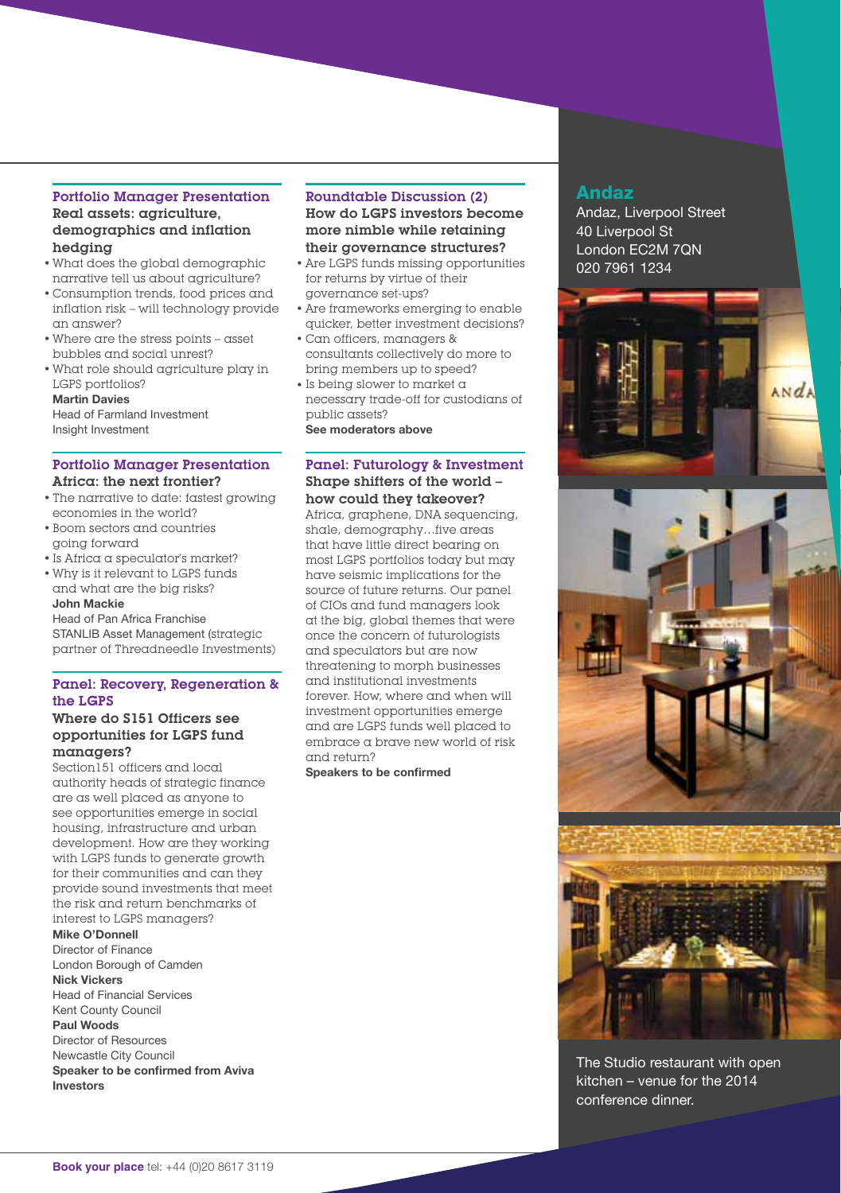### Portfolio Manager Presentation

**Real assets: agriculture, demographics and inflation hedging**

- What does the global demographic narrative tell us about agriculture?
- Consumption trends, food prices and inflation risk – will technology provide an answer?
- Where are the stress points – asset bubbles and social unrest?
- What role should agriculture play in LGPS portfolios?

**Martin Davies**
Head of Farmland Investment
Insight Investment

### Portfolio Manager Presentation

**Africa: the next frontier?**

- The narrative to date: fastest growing economies in the world?
- Boom sectors and countries going forward
- Is Africa a speculator's market?
- Why is it relevant to LGPS funds and what are the big risks?

**John Mackie**
Head of Pan Africa Franchise
STANLIB Asset Management (strategic partner of Threadneedle Investments)

### Panel: Recovery, Regeneration & the LGPS

**Where do S151 Officers see opportunities for LGPS fund managers?**

Section151 officers and local authority heads of strategic finance are as well placed as anyone to see opportunities emerge in social housing, infrastructure and urban development. How are they working with LGPS funds to generate growth for their communities and can they provide sound investments that meet the risk and return benchmarks of interest to LGPS managers?

**Mike O'Donnell**
Director of Finance
London Borough of Camden

**Nick Vickers**
Head of Financial Services
Kent County Council

**Paul Woods**
Director of Resources
Newcastle City Council

**Speaker to be confirmed from Aviva Investors**

### Roundtable Discussion (2)

**How do LGPS investors become more nimble while retaining their governance structures?**

- Are LGPS funds missing opportunities for returns by virtue of their governance set-ups?
- Are frameworks emerging to enable quicker, better investment decisions?
- Can officers, managers & consultants collectively do more to bring members up to speed?
- Is being slower to market a necessary trade-off for custodians of public assets?

**See moderators above**

### Panel: Futurology & Investment

**Shape shifters of the world – how could they takeover?**

Africa, graphene, DNA sequencing, shale, demography…five areas that have little direct bearing on most LGPS portfolios today but may have seismic implications for the source of future returns. Our panel of CIOs and fund managers look at the big, global themes that were once the concern of futurologists and speculators but are now threatening to morph businesses and institutional investments forever. How, where and when will investment opportunities emerge and are LGPS funds well placed to embrace a brave new world of risk and return?

**Speakers to be confirmed**

## Andaz

Andaz, Liverpool Street
40 Liverpool St
London EC2M 7QN
020 7961 1234

The Studio restaurant with open kitchen – venue for the 2014 conference dinner.

**Book your place** tel: +44 (0)20 8617 3119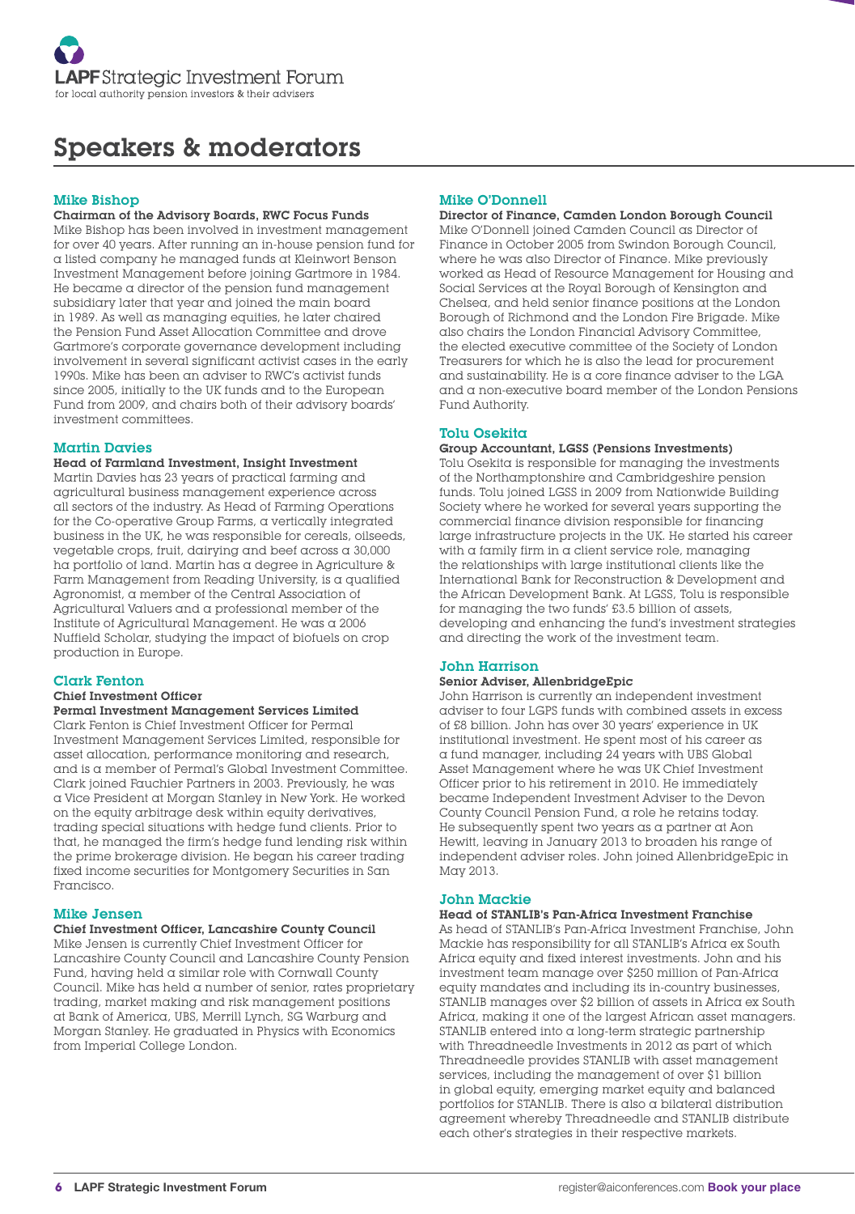# Speakers & moderators

### Mike Bishop

**Chairman of the Advisory Boards, RWC Focus Funds**

Mike Bishop has been involved in investment management for over 40 years. After running an in-house pension fund for a listed company he managed funds at Kleinwort Benson Investment Management before joining Gartmore in 1984. He became a director of the pension fund management subsidiary later that year and joined the main board in 1989. As well as managing equities, he later chaired the Pension Fund Asset Allocation Committee and drove Gartmore's corporate governance development including involvement in several significant activist cases in the early 1990s. Mike has been an adviser to RWC's activist funds since 2005, initially to the UK funds and to the European Fund from 2009, and chairs both of their advisory boards' investment committees.

### Martin Davies

**Head of Farmland Investment, Insight Investment**

Martin Davies has 23 years of practical farming and agricultural business management experience across all sectors of the industry. As Head of Farming Operations for the Co-operative Group Farms, a vertically integrated business in the UK, he was responsible for cereals, oilseeds, vegetable crops, fruit, dairying and beef across a 30,000 ha portfolio of land. Martin has a degree in Agriculture & Farm Management from Reading University, is a qualified Agronomist, a member of the Central Association of Agricultural Valuers and a professional member of the Institute of Agricultural Management. He was a 2006 Nuffield Scholar, studying the impact of biofuels on crop production in Europe.

### Clark Fenton

**Chief Investment Officer**
**Permal Investment Management Services Limited**

Clark Fenton is Chief Investment Officer for Permal Investment Management Services Limited, responsible for asset allocation, performance monitoring and research, and is a member of Permal's Global Investment Committee. Clark joined Fauchier Partners in 2003. Previously, he was a Vice President at Morgan Stanley in New York. He worked on the equity arbitrage desk within equity derivatives, trading special situations with hedge fund clients. Prior to that, he managed the firm's hedge fund lending risk within the prime brokerage division. He began his career trading fixed income securities for Montgomery Securities in San Francisco.

### Mike Jensen

**Chief Investment Officer, Lancashire County Council**

Mike Jensen is currently Chief Investment Officer for Lancashire County Council and Lancashire County Pension Fund, having held a similar role with Cornwall County Council. Mike has held a number of senior, rates proprietary trading, market making and risk management positions at Bank of America, UBS, Merrill Lynch, SG Warburg and Morgan Stanley. He graduated in Physics with Economics from Imperial College London.

### Mike O'Donnell

**Director of Finance, Camden London Borough Council**

Mike O'Donnell joined Camden Council as Director of Finance in October 2005 from Swindon Borough Council, where he was also Director of Finance. Mike previously worked as Head of Resource Management for Housing and Social Services at the Royal Borough of Kensington and Chelsea, and held senior finance positions at the London Borough of Richmond and the London Fire Brigade. Mike also chairs the London Financial Advisory Committee, the elected executive committee of the Society of London Treasurers for which he is also the lead for procurement and sustainability. He is a core finance adviser to the LGA and a non-executive board member of the London Pensions Fund Authority.

### Tolu Osekita

**Group Accountant, LGSS (Pensions Investments)**

Tolu Osekita is responsible for managing the investments of the Northamptonshire and Cambridgeshire pension funds. Tolu joined LGSS in 2009 from Nationwide Building Society where he worked for several years supporting the commercial finance division responsible for financing large infrastructure projects in the UK. He started his career with a family firm in a client service role, managing the relationships with large institutional clients like the International Bank for Reconstruction & Development and the African Development Bank. At LGSS, Tolu is responsible for managing the two funds' £3.5 billion of assets, developing and enhancing the fund's investment strategies and directing the work of the investment team.

### John Harrison

**Senior Adviser, AllenbridgeEpic**

John Harrison is currently an independent investment adviser to four LGPS funds with combined assets in excess of £8 billion. John has over 30 years' experience in UK institutional investment. He spent most of his career as a fund manager, including 24 years with UBS Global Asset Management where he was UK Chief Investment Officer prior to his retirement in 2010. He immediately became Independent Investment Adviser to the Devon County Council Pension Fund, a role he retains today. He subsequently spent two years as a partner at Aon Hewitt, leaving in January 2013 to broaden his range of independent adviser roles. John joined AllenbridgeEpic in May 2013.

### John Mackie

**Head of STANLIB's Pan-Africa Investment Franchise**

As head of STANLIB's Pan-Africa Investment Franchise, John Mackie has responsibility for all STANLIB's Africa ex South Africa equity and fixed interest investments. John and his investment team manage over $250 million of Pan-Africa equity mandates and including its in-country businesses, STANLIB manages over $2 billion of assets in Africa ex South Africa, making it one of the largest African asset managers. STANLIB entered into a long-term strategic partnership with Threadneedle Investments in 2012 as part of which Threadneedle provides STANLIB with asset management services, including the management of over $1 billion in global equity, emerging market equity and balanced portfolios for STANLIB. There is also a bilateral distribution agreement whereby Threadneedle and STANLIB distribute each other's strategies in their respective markets.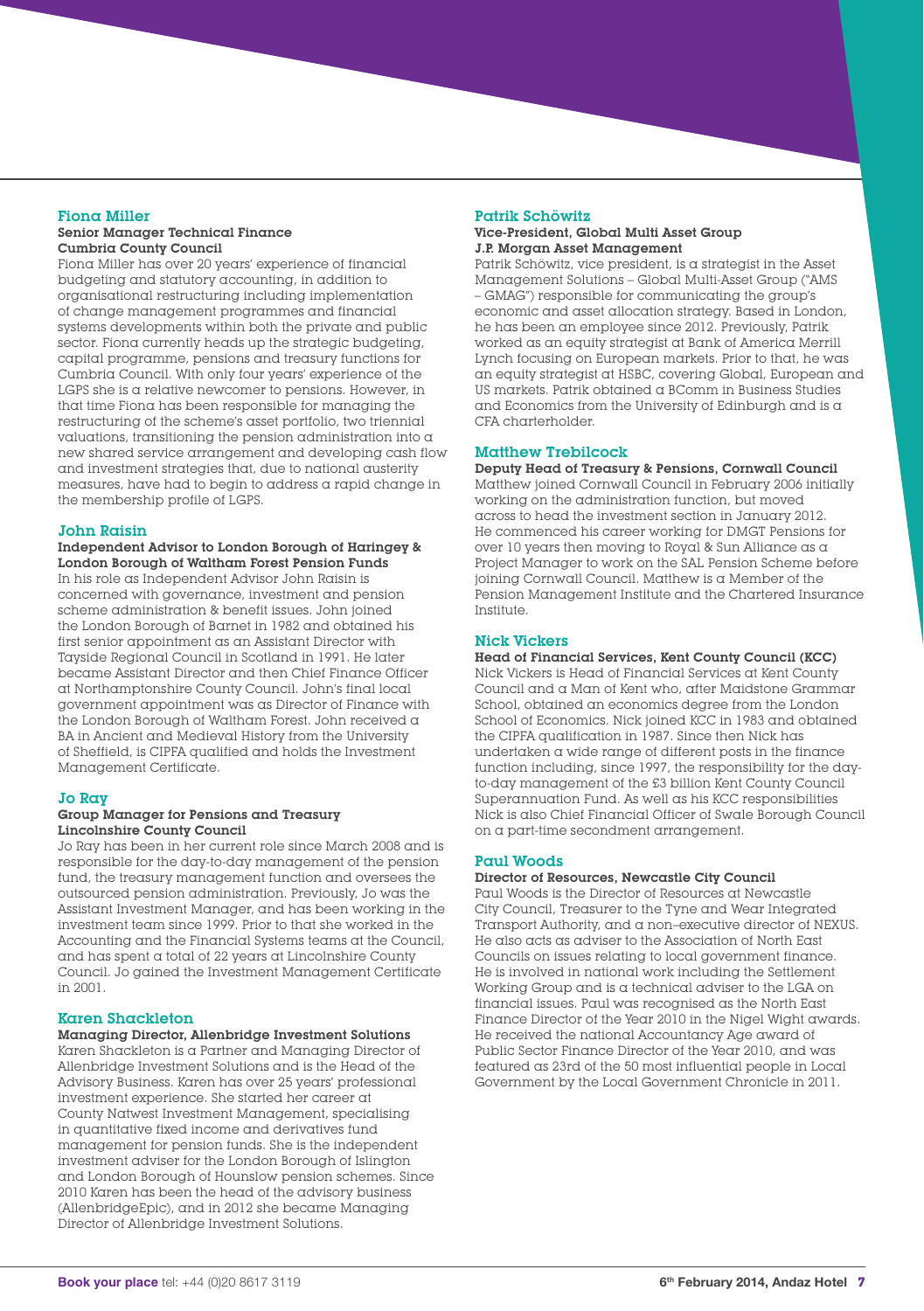## Fiona Miller

**Senior Manager Technical Finance**
**Cumbria County Council**

Fiona Miller has over 20 years' experience of financial budgeting and statutory accounting, in addition to organisational restructuring including implementation of change management programmes and financial systems developments within both the private and public sector. Fiona currently heads up the strategic budgeting, capital programme, pensions and treasury functions for Cumbria Council. With only four years' experience of the LGPS she is a relative newcomer to pensions. However, in that time Fiona has been responsible for managing the restructuring of the scheme's asset portfolio, two triennial valuations, transitioning the pension administration into a new shared service arrangement and developing cash flow and investment strategies that, due to national austerity measures, have had to begin to address a rapid change in the membership profile of LGPS.

## John Raisin

**Independent Advisor to London Borough of Haringey & London Borough of Waltham Forest Pension Funds**

In his role as Independent Advisor John Raisin is concerned with governance, investment and pension scheme administration & benefit issues. John joined the London Borough of Barnet in 1982 and obtained his first senior appointment as an Assistant Director with Tayside Regional Council in Scotland in 1991. He later became Assistant Director and then Chief Finance Officer at Northamptonshire County Council. John's final local government appointment was as Director of Finance with the London Borough of Waltham Forest. John received a BA in Ancient and Medieval History from the University of Sheffield, is CIPFA qualified and holds the Investment Management Certificate.

## Jo Ray

**Group Manager for Pensions and Treasury**
**Lincolnshire County Council**

Jo Ray has been in her current role since March 2008 and is responsible for the day-to-day management of the pension fund, the treasury management function and oversees the outsourced pension administration. Previously, Jo was the Assistant Investment Manager, and has been working in the investment team since 1999. Prior to that she worked in the Accounting and the Financial Systems teams at the Council, and has spent a total of 22 years at Lincolnshire County Council. Jo gained the Investment Management Certificate in 2001.

## Karen Shackleton

**Managing Director, Allenbridge Investment Solutions**

Karen Shackleton is a Partner and Managing Director of Allenbridge Investment Solutions and is the Head of the Advisory Business. Karen has over 25 years' professional investment experience. She started her career at County Natwest Investment Management, specialising in quantitative fixed income and derivatives fund management for pension funds. She is the independent investment adviser for the London Borough of Islington and London Borough of Hounslow pension schemes. Since 2010 Karen has been the head of the advisory business (AllenbridgeEpic), and in 2012 she became Managing Director of Allenbridge Investment Solutions.

## Patrik Schöwitz

**Vice-President, Global Multi Asset Group**
**J.P. Morgan Asset Management**

Patrik Schöwitz, vice president, is a strategist in the Asset Management Solutions – Global Multi-Asset Group ("AMS – GMAG") responsible for communicating the group's economic and asset allocation strategy. Based in London, he has been an employee since 2012. Previously, Patrik worked as an equity strategist at Bank of America Merrill Lynch focusing on European markets. Prior to that, he was an equity strategist at HSBC, covering Global, European and US markets. Patrik obtained a BComm in Business Studies and Economics from the University of Edinburgh and is a CFA charterholder.

## Matthew Trebilcock

**Deputy Head of Treasury & Pensions, Cornwall Council**

Matthew joined Cornwall Council in February 2006 initially working on the administration function, but moved across to head the investment section in January 2012. He commenced his career working for DMGT Pensions for over 10 years then moving to Royal & Sun Alliance as a Project Manager to work on the SAL Pension Scheme before joining Cornwall Council. Matthew is a Member of the Pension Management Institute and the Chartered Insurance Institute.

## Nick Vickers

**Head of Financial Services, Kent County Council (KCC)**

Nick Vickers is Head of Financial Services at Kent County Council and a Man of Kent who, after Maidstone Grammar School, obtained an economics degree from the London School of Economics. Nick joined KCC in 1983 and obtained the CIPFA qualification in 1987. Since then Nick has undertaken a wide range of different posts in the finance function including, since 1997, the responsibility for the day-to-day management of the £3 billion Kent County Council Superannuation Fund. As well as his KCC responsibilities Nick is also Chief Financial Officer of Swale Borough Council on a part-time secondment arrangement.

## Paul Woods

**Director of Resources, Newcastle City Council**

Paul Woods is the Director of Resources at Newcastle City Council, Treasurer to the Tyne and Wear Integrated Transport Authority, and a non–executive director of NEXUS. He also acts as adviser to the Association of North East Councils on issues relating to local government finance. He is involved in national work including the Settlement Working Group and is a technical adviser to the LGA on financial issues. Paul was recognised as the North East Finance Director of the Year 2010 in the Nigel Wight awards. He received the national Accountancy Age award of Public Sector Finance Director of the Year 2010, and was featured as 23rd of the 50 most influential people in Local Government by the Local Government Chronicle in 2011.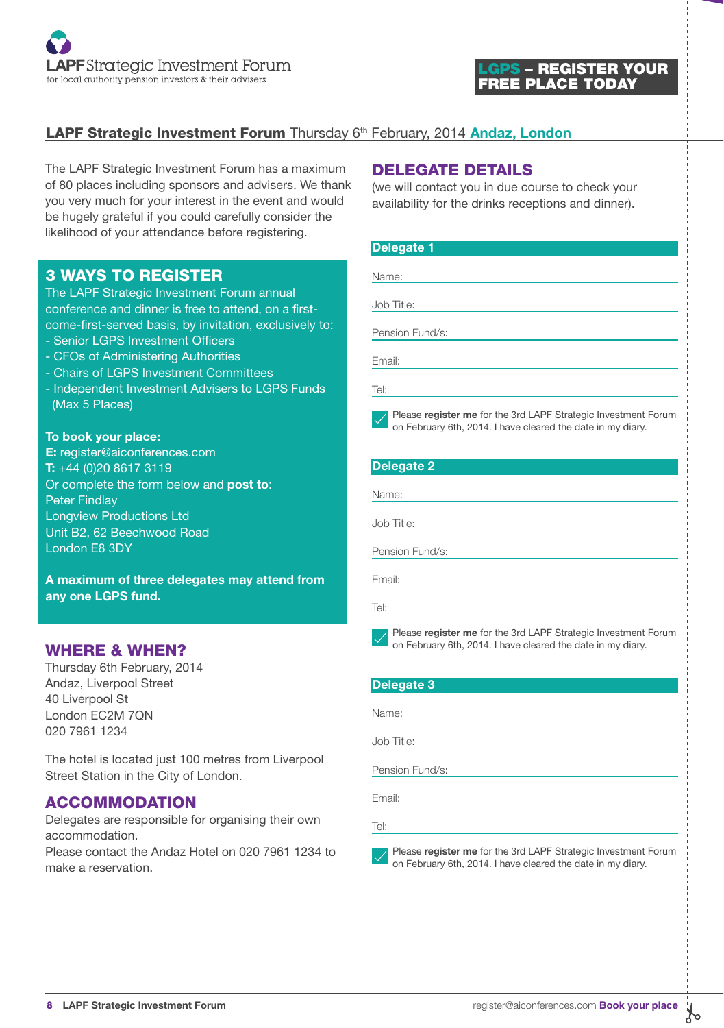LAPF Strategic Investment Forum
for local authority pension investors & their advisers

**LGPS – REGISTER YOUR FREE PLACE TODAY**

**LAPF Strategic Investment Forum** Thursday 6th February, 2014 **Andaz, London**

The LAPF Strategic Investment Forum has a maximum of 80 places including sponsors and advisers. We thank you very much for your interest in the event and would be hugely grateful if you could carefully consider the likelihood of your attendance before registering.

## 3 WAYS TO REGISTER

The LAPF Strategic Investment Forum annual conference and dinner is free to attend, on a first-come-first-served basis, by invitation, exclusively to:

- Senior LGPS Investment Officers
- CFOs of Administering Authorities
- Chairs of LGPS Investment Committees
- Independent Investment Advisers to LGPS Funds (Max 5 Places)

**To book your place:**
**E:** register@aiconferences.com
**T:** +44 (0)20 8617 3119
Or complete the form below and **post to**:
Peter Findlay
Longview Productions Ltd
Unit B2, 62 Beechwood Road
London E8 3DY

**A maximum of three delegates may attend from any one LGPS fund.**

## WHERE & WHEN?

Thursday 6th February, 2014
Andaz, Liverpool Street
40 Liverpool St
London EC2M 7QN
020 7961 1234

The hotel is located just 100 metres from Liverpool Street Station in the City of London.

## ACCOMMODATION

Delegates are responsible for organising their own accommodation.
Please contact the Andaz Hotel on 020 7961 1234 to make a reservation.

## DELEGATE DETAILS

(we will contact you in due course to check your availability for the drinks receptions and dinner).

### Delegate 1

Name:

Job Title:

Pension Fund/s:

Email:

Tel:

☑ Please **register me** for the 3rd LAPF Strategic Investment Forum on February 6th, 2014. I have cleared the date in my diary.

### Delegate 2

Name:

Job Title:

Pension Fund/s:

Email:

Tel:

☑ Please **register me** for the 3rd LAPF Strategic Investment Forum on February 6th, 2014. I have cleared the date in my diary.

### Delegate 3

Name:

Job Title:

Pension Fund/s:

Email:

Tel:

☑ Please **register me** for the 3rd LAPF Strategic Investment Forum on February 6th, 2014. I have cleared the date in my diary.